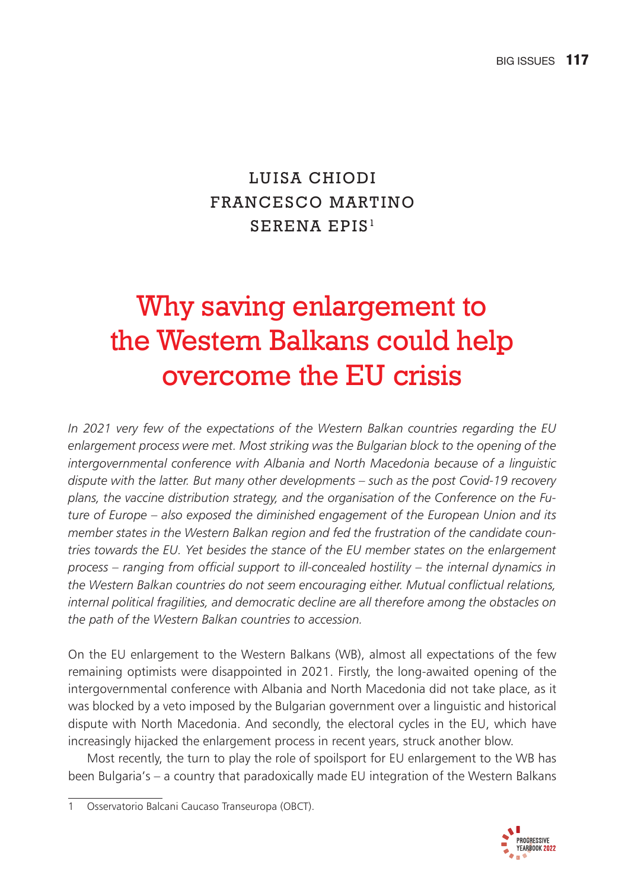LUISA CHIODI
FRANCESCO MARTINO
SERENA EPIS[1]

# Why saving enlargement to the Western Balkans could help overcome the EU crisis

*In 2021 very few of the expectations of the Western Balkan countries regarding the EU enlargement process were met. Most striking was the Bulgarian block to the opening of the intergovernmental conference with Albania and North Macedonia because of a linguistic dispute with the latter. But many other developments – such as the post Covid-19 recovery plans, the vaccine distribution strategy, and the organisation of the Conference on the Future of Europe – also exposed the diminished engagement of the European Union and its member states in the Western Balkan region and fed the frustration of the candidate countries towards the EU. Yet besides the stance of the EU member states on the enlargement process – ranging from official support to ill-concealed hostility – the internal dynamics in the Western Balkan countries do not seem encouraging either. Mutual conflictual relations, internal political fragilities, and democratic decline are all therefore among the obstacles on the path of the Western Balkan countries to accession.*

On the EU enlargement to the Western Balkans (WB), almost all expectations of the few remaining optimists were disappointed in 2021. Firstly, the long-awaited opening of the intergovernmental conference with Albania and North Macedonia did not take place, as it was blocked by a veto imposed by the Bulgarian government over a linguistic and historical dispute with North Macedonia. And secondly, the electoral cycles in the EU, which have increasingly hijacked the enlargement process in recent years, struck another blow.

Most recently, the turn to play the role of spoilsport for EU enlargement to the WB has been Bulgaria's – a country that paradoxically made EU integration of the Western Balkans

---

[1] Osservatorio Balcani Caucaso Transeuropa (OBCT).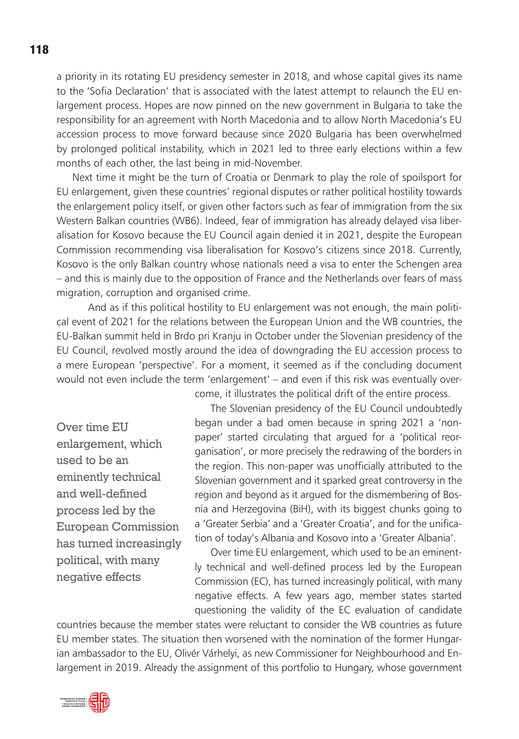a priority in its rotating EU presidency semester in 2018, and whose capital gives its name to the 'Sofia Declaration' that is associated with the latest attempt to relaunch the EU enlargement process. Hopes are now pinned on the new government in Bulgaria to take the responsibility for an agreement with North Macedonia and to allow North Macedonia's EU accession process to move forward because since 2020 Bulgaria has been overwhelmed by prolonged political instability, which in 2021 led to three early elections within a few months of each other, the last being in mid-November.

Next time it might be the turn of Croatia or Denmark to play the role of spoilsport for EU enlargement, given these countries' regional disputes or rather political hostility towards the enlargement policy itself, or given other factors such as fear of immigration from the six Western Balkan countries (WB6). Indeed, fear of immigration has already delayed visa liberalisation for Kosovo because the EU Council again denied it in 2021, despite the European Commission recommending visa liberalisation for Kosovo's citizens since 2018. Currently, Kosovo is the only Balkan country whose nationals need a visa to enter the Schengen area – and this is mainly due to the opposition of France and the Netherlands over fears of mass migration, corruption and organised crime.

And as if this political hostility to EU enlargement was not enough, the main political event of 2021 for the relations between the European Union and the WB countries, the EU-Balkan summit held in Brdo pri Kranju in October under the Slovenian presidency of the EU Council, revolved mostly around the idea of downgrading the EU accession process to a mere European 'perspective'. For a moment, it seemed as if the concluding document would not even include the term 'enlargement' – and even if this risk was eventually overcome, it illustrates the political drift of the entire process.

The Slovenian presidency of the EU Council undoubtedly began under a bad omen because in spring 2021 a 'non-paper' started circulating that argued for a 'political reorganisation', or more precisely the redrawing of the borders in the region. This non-paper was unofficially attributed to the Slovenian government and it sparked great controversy in the region and beyond as it argued for the dismembering of Bosnia and Herzegovina (BiH), with its biggest chunks going to a 'Greater Serbia' and a 'Greater Croatia', and for the unification of today's Albania and Kosovo into a 'Greater Albania'.

> Over time EU enlargement, which used to be an eminently technical and well-defined process led by the European Commission has turned increasingly political, with many negative effects

Over time EU enlargement, which used to be an eminently technical and well-defined process led by the European Commission (EC), has turned increasingly political, with many negative effects. A few years ago, member states started questioning the validity of the EC evaluation of candidate countries because the member states were reluctant to consider the WB countries as future EU member states. The situation then worsened with the nomination of the former Hungarian ambassador to the EU, Olivér Várhelyi, as new Commissioner for Neighbourhood and Enlargement in 2019. Already the assignment of this portfolio to Hungary, whose government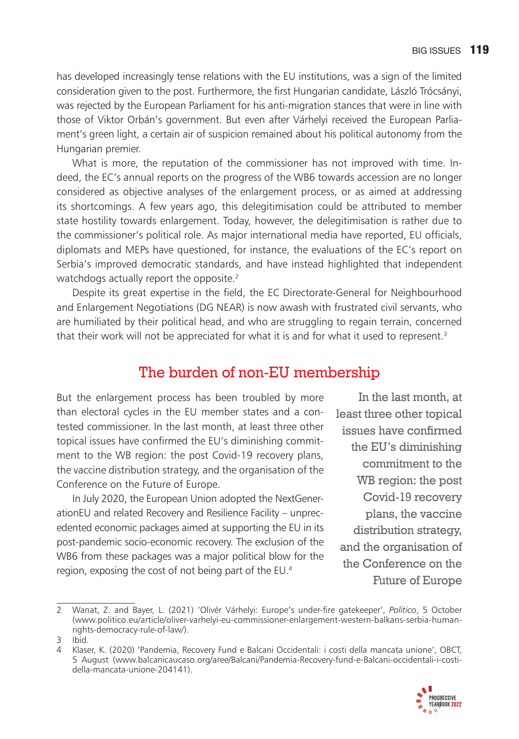has developed increasingly tense relations with the EU institutions, was a sign of the limited consideration given to the post. Furthermore, the first Hungarian candidate, László Trócsányi, was rejected by the European Parliament for his anti-migration stances that were in line with those of Viktor Orbán's government. But even after Várhelyi received the European Parliament's green light, a certain air of suspicion remained about his political autonomy from the Hungarian premier.

What is more, the reputation of the commissioner has not improved with time. Indeed, the EC's annual reports on the progress of the WB6 towards accession are no longer considered as objective analyses of the enlargement process, or as aimed at addressing its shortcomings. A few years ago, this delegitimisation could be attributed to member state hostility towards enlargement. Today, however, the delegitimisation is rather due to the commissioner's political role. As major international media have reported, EU officials, diplomats and MEPs have questioned, for instance, the evaluations of the EC's report on Serbia's improved democratic standards, and have instead highlighted that independent watchdogs actually report the opposite.[2]

Despite its great expertise in the field, the EC Directorate-General for Neighbourhood and Enlargement Negotiations (DG NEAR) is now awash with frustrated civil servants, who are humiliated by their political head, and who are struggling to regain terrain, concerned that their work will not be appreciated for what it is and for what it used to represent.[3]

## The burden of non-EU membership

But the enlargement process has been troubled by more than electoral cycles in the EU member states and a contested commissioner. In the last month, at least three other topical issues have confirmed the EU's diminishing commitment to the WB region: the post Covid-19 recovery plans, the vaccine distribution strategy, and the organisation of the Conference on the Future of Europe.

In July 2020, the European Union adopted the NextGenerationEU and related Recovery and Resilience Facility – unprecedented economic packages aimed at supporting the EU in its post-pandemic socio-economic recovery. The exclusion of the WB6 from these packages was a major political blow for the region, exposing the cost of not being part of the EU.[4]

> In the last month, at least three other topical issues have confirmed the EU's diminishing commitment to the WB region: the post Covid-19 recovery plans, the vaccine distribution strategy, and the organisation of the Conference on the Future of Europe

---

2 Wanat, Z. and Bayer, L. (2021) 'Olivér Várhelyi: Europe's under-fire gatekeeper', *Politico*, 5 October (www.politico.eu/article/oliver-varhelyi-eu-commissioner-enlargement-western-balkans-serbia-human-rights-democracy-rule-of-law/).

3 Ibid.

4 Klaser, K. (2020) 'Pandemia, Recovery Fund e Balcani Occidentali: i costi della mancata unione', OBCT, 5 August (www.balcanicaucaso.org/aree/Balcani/Pandemia-Recovery-fund-e-Balcani-occidentali-i-costi-della-mancata-unione-204141).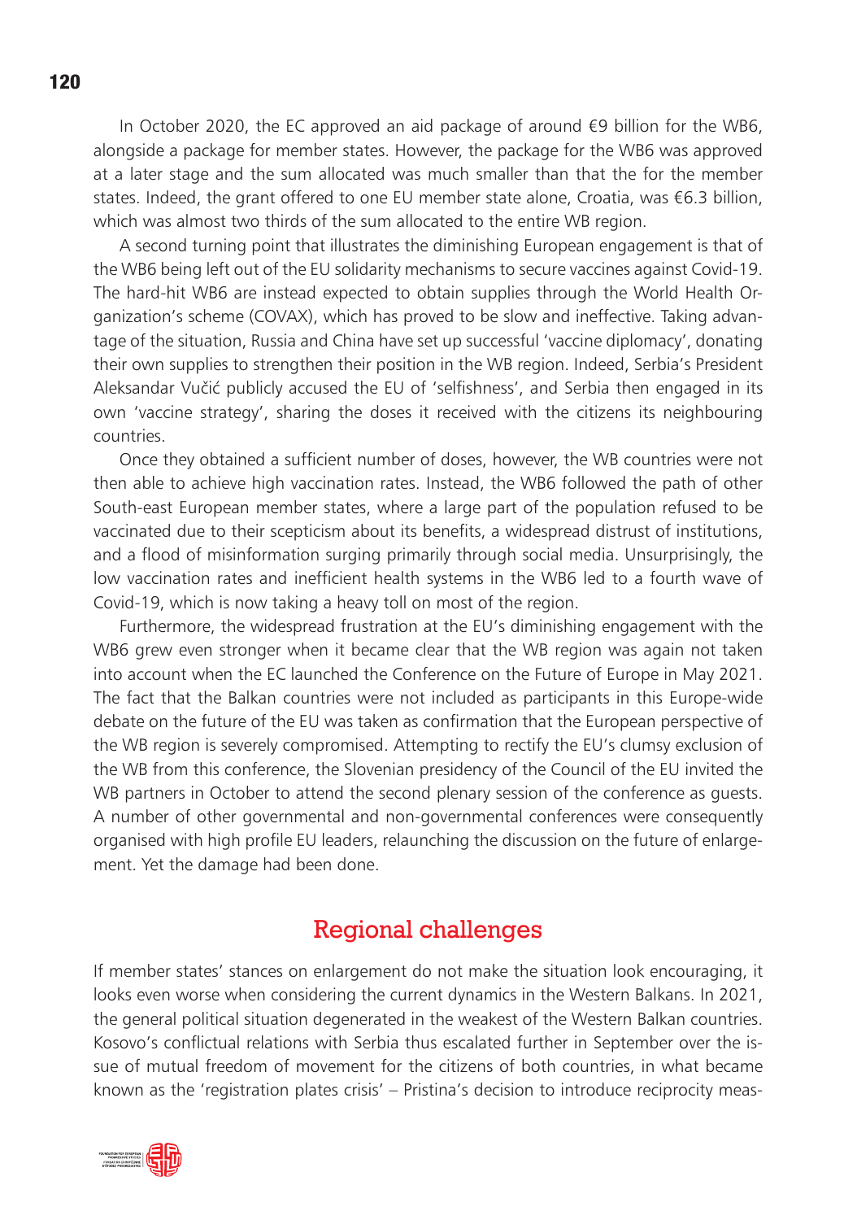In October 2020, the EC approved an aid package of around €9 billion for the WB6, alongside a package for member states. However, the package for the WB6 was approved at a later stage and the sum allocated was much smaller than that the for the member states. Indeed, the grant offered to one EU member state alone, Croatia, was €6.3 billion, which was almost two thirds of the sum allocated to the entire WB region.

A second turning point that illustrates the diminishing European engagement is that of the WB6 being left out of the EU solidarity mechanisms to secure vaccines against Covid-19. The hard-hit WB6 are instead expected to obtain supplies through the World Health Organization's scheme (COVAX), which has proved to be slow and ineffective. Taking advantage of the situation, Russia and China have set up successful 'vaccine diplomacy', donating their own supplies to strengthen their position in the WB region. Indeed, Serbia's President Aleksandar Vučić publicly accused the EU of 'selfishness', and Serbia then engaged in its own 'vaccine strategy', sharing the doses it received with the citizens its neighbouring countries.

Once they obtained a sufficient number of doses, however, the WB countries were not then able to achieve high vaccination rates. Instead, the WB6 followed the path of other South-east European member states, where a large part of the population refused to be vaccinated due to their scepticism about its benefits, a widespread distrust of institutions, and a flood of misinformation surging primarily through social media. Unsurprisingly, the low vaccination rates and inefficient health systems in the WB6 led to a fourth wave of Covid-19, which is now taking a heavy toll on most of the region.

Furthermore, the widespread frustration at the EU's diminishing engagement with the WB6 grew even stronger when it became clear that the WB region was again not taken into account when the EC launched the Conference on the Future of Europe in May 2021. The fact that the Balkan countries were not included as participants in this Europe-wide debate on the future of the EU was taken as confirmation that the European perspective of the WB region is severely compromised. Attempting to rectify the EU's clumsy exclusion of the WB from this conference, the Slovenian presidency of the Council of the EU invited the WB partners in October to attend the second plenary session of the conference as guests. A number of other governmental and non-governmental conferences were consequently organised with high profile EU leaders, relaunching the discussion on the future of enlargement. Yet the damage had been done.

## Regional challenges

If member states' stances on enlargement do not make the situation look encouraging, it looks even worse when considering the current dynamics in the Western Balkans. In 2021, the general political situation degenerated in the weakest of the Western Balkan countries. Kosovo's conflictual relations with Serbia thus escalated further in September over the issue of mutual freedom of movement for the citizens of both countries, in what became known as the 'registration plates crisis' – Pristina's decision to introduce reciprocity meas-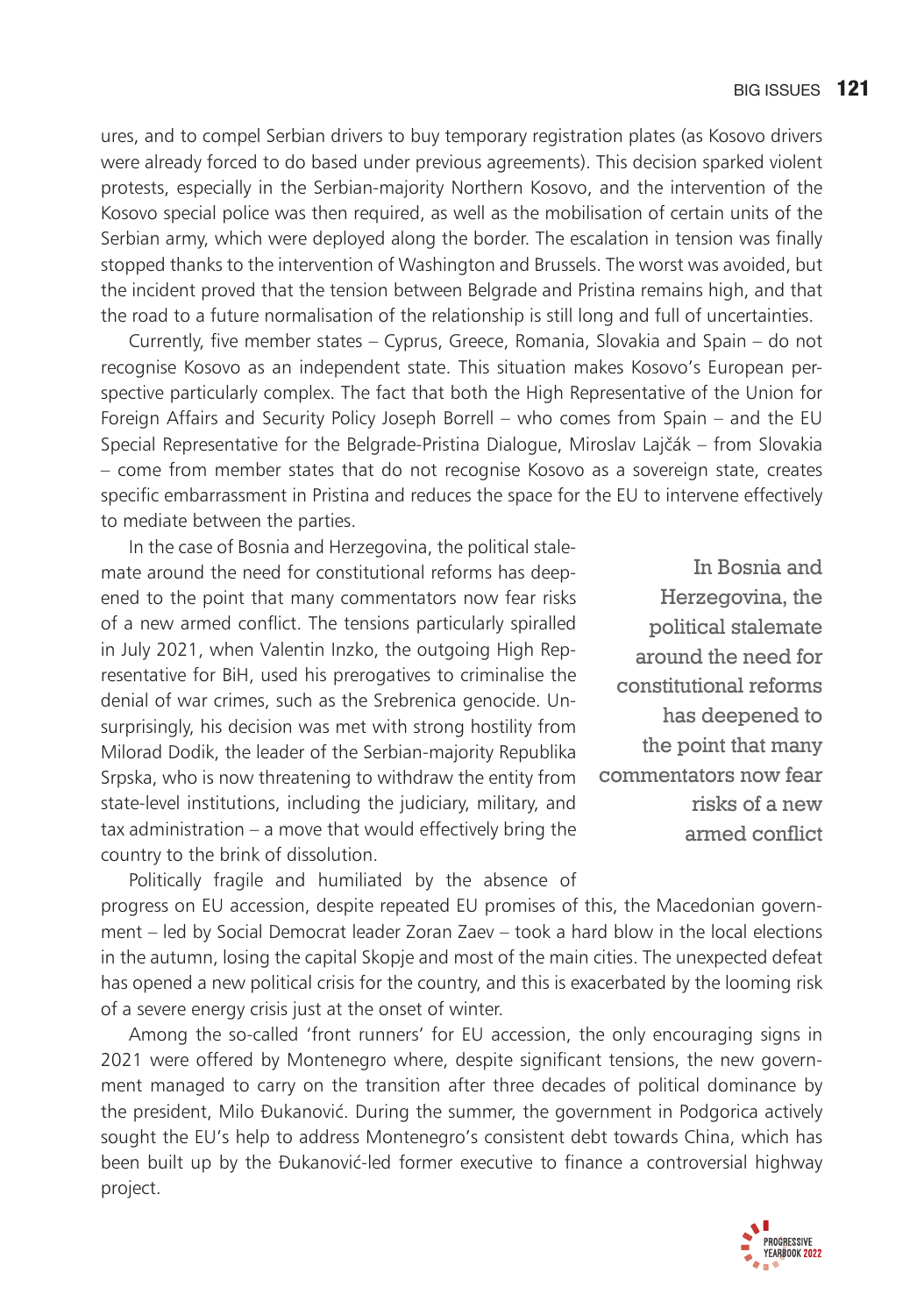ures, and to compel Serbian drivers to buy temporary registration plates (as Kosovo drivers were already forced to do based under previous agreements). This decision sparked violent protests, especially in the Serbian-majority Northern Kosovo, and the intervention of the Kosovo special police was then required, as well as the mobilisation of certain units of the Serbian army, which were deployed along the border. The escalation in tension was finally stopped thanks to the intervention of Washington and Brussels. The worst was avoided, but the incident proved that the tension between Belgrade and Pristina remains high, and that the road to a future normalisation of the relationship is still long and full of uncertainties.

Currently, five member states – Cyprus, Greece, Romania, Slovakia and Spain – do not recognise Kosovo as an independent state. This situation makes Kosovo's European perspective particularly complex. The fact that both the High Representative of the Union for Foreign Affairs and Security Policy Joseph Borrell – who comes from Spain – and the EU Special Representative for the Belgrade-Pristina Dialogue, Miroslav Lajčák – from Slovakia – come from member states that do not recognise Kosovo as a sovereign state, creates specific embarrassment in Pristina and reduces the space for the EU to intervene effectively to mediate between the parties.

In the case of Bosnia and Herzegovina, the political stalemate around the need for constitutional reforms has deepened to the point that many commentators now fear risks of a new armed conflict. The tensions particularly spiralled in July 2021, when Valentin Inzko, the outgoing High Representative for BiH, used his prerogatives to criminalise the denial of war crimes, such as the Srebrenica genocide. Unsurprisingly, his decision was met with strong hostility from Milorad Dodik, the leader of the Serbian-majority Republika Srpska, who is now threatening to withdraw the entity from state-level institutions, including the judiciary, military, and tax administration – a move that would effectively bring the country to the brink of dissolution.

> In Bosnia and Herzegovina, the political stalemate around the need for constitutional reforms has deepened to the point that many commentators now fear risks of a new armed conflict

Politically fragile and humiliated by the absence of progress on EU accession, despite repeated EU promises of this, the Macedonian government – led by Social Democrat leader Zoran Zaev – took a hard blow in the local elections in the autumn, losing the capital Skopje and most of the main cities. The unexpected defeat has opened a new political crisis for the country, and this is exacerbated by the looming risk of a severe energy crisis just at the onset of winter.

Among the so-called 'front runners' for EU accession, the only encouraging signs in 2021 were offered by Montenegro where, despite significant tensions, the new government managed to carry on the transition after three decades of political dominance by the president, Milo Đukanović. During the summer, the government in Podgorica actively sought the EU's help to address Montenegro's consistent debt towards China, which has been built up by the Đukanović-led former executive to finance a controversial highway project.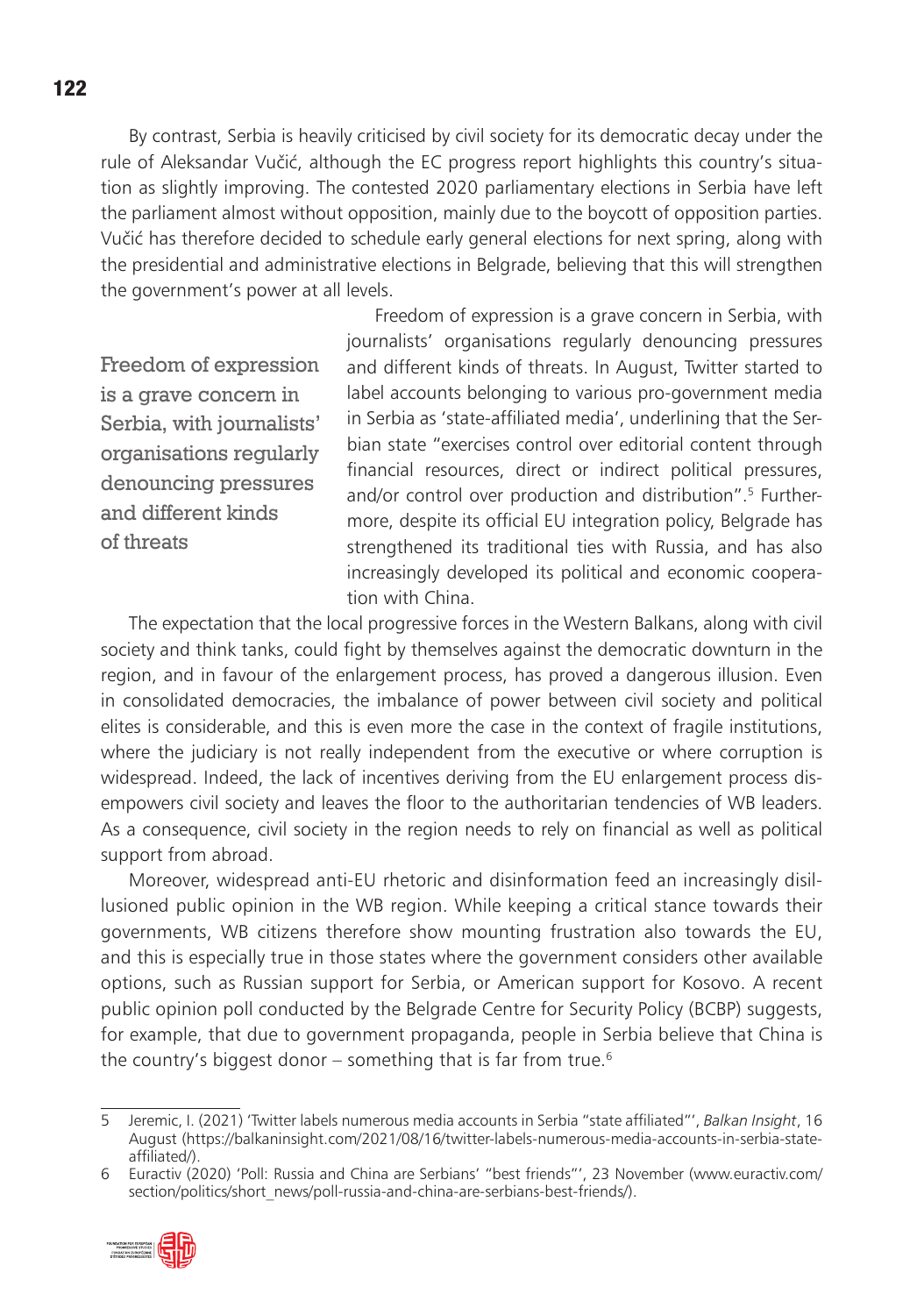By contrast, Serbia is heavily criticised by civil society for its democratic decay under the rule of Aleksandar Vučić, although the EC progress report highlights this country's situation as slightly improving. The contested 2020 parliamentary elections in Serbia have left the parliament almost without opposition, mainly due to the boycott of opposition parties. Vučić has therefore decided to schedule early general elections for next spring, along with the presidential and administrative elections in Belgrade, believing that this will strengthen the government's power at all levels.

> Freedom of expression is a grave concern in Serbia, with journalists' organisations regularly denouncing pressures and different kinds of threats

Freedom of expression is a grave concern in Serbia, with journalists' organisations regularly denouncing pressures and different kinds of threats. In August, Twitter started to label accounts belonging to various pro-government media in Serbia as 'state-affiliated media', underlining that the Serbian state "exercises control over editorial content through financial resources, direct or indirect political pressures, and/or control over production and distribution".[5] Furthermore, despite its official EU integration policy, Belgrade has strengthened its traditional ties with Russia, and has also increasingly developed its political and economic cooperation with China.

The expectation that the local progressive forces in the Western Balkans, along with civil society and think tanks, could fight by themselves against the democratic downturn in the region, and in favour of the enlargement process, has proved a dangerous illusion. Even in consolidated democracies, the imbalance of power between civil society and political elites is considerable, and this is even more the case in the context of fragile institutions, where the judiciary is not really independent from the executive or where corruption is widespread. Indeed, the lack of incentives deriving from the EU enlargement process disempowers civil society and leaves the floor to the authoritarian tendencies of WB leaders. As a consequence, civil society in the region needs to rely on financial as well as political support from abroad.

Moreover, widespread anti-EU rhetoric and disinformation feed an increasingly disillusioned public opinion in the WB region. While keeping a critical stance towards their governments, WB citizens therefore show mounting frustration also towards the EU, and this is especially true in those states where the government considers other available options, such as Russian support for Serbia, or American support for Kosovo. A recent public opinion poll conducted by the Belgrade Centre for Security Policy (BCBP) suggests, for example, that due to government propaganda, people in Serbia believe that China is the country's biggest donor – something that is far from true.[6]

---

5 Jeremic, I. (2021) 'Twitter labels numerous media accounts in Serbia "state affiliated"', *Balkan Insight*, 16 August (https://balkaninsight.com/2021/08/16/twitter-labels-numerous-media-accounts-in-serbia-state-affiliated/).

6 Euractiv (2020) 'Poll: Russia and China are Serbians' "best friends"', 23 November (www.euractiv.com/section/politics/short_news/poll-russia-and-china-are-serbians-best-friends/).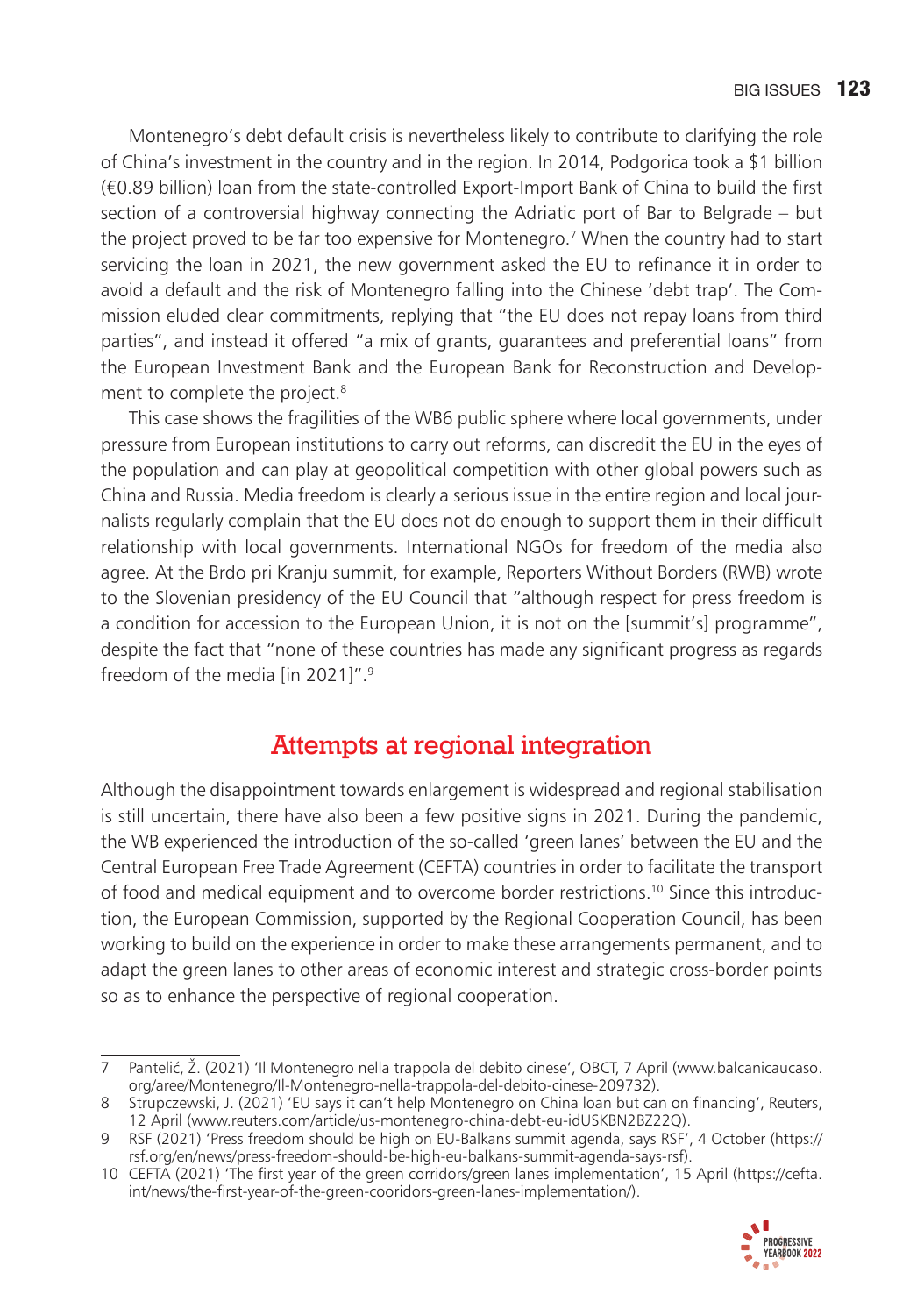Montenegro's debt default crisis is nevertheless likely to contribute to clarifying the role of China's investment in the country and in the region. In 2014, Podgorica took a $1 billion (€0.89 billion) loan from the state-controlled Export-Import Bank of China to build the first section of a controversial highway connecting the Adriatic port of Bar to Belgrade – but the project proved to be far too expensive for Montenegro.[7] When the country had to start servicing the loan in 2021, the new government asked the EU to refinance it in order to avoid a default and the risk of Montenegro falling into the Chinese 'debt trap'. The Commission eluded clear commitments, replying that "the EU does not repay loans from third parties", and instead it offered "a mix of grants, guarantees and preferential loans" from the European Investment Bank and the European Bank for Reconstruction and Development to complete the project.[8]

This case shows the fragilities of the WB6 public sphere where local governments, under pressure from European institutions to carry out reforms, can discredit the EU in the eyes of the population and can play at geopolitical competition with other global powers such as China and Russia. Media freedom is clearly a serious issue in the entire region and local journalists regularly complain that the EU does not do enough to support them in their difficult relationship with local governments. International NGOs for freedom of the media also agree. At the Brdo pri Kranju summit, for example, Reporters Without Borders (RWB) wrote to the Slovenian presidency of the EU Council that "although respect for press freedom is a condition for accession to the European Union, it is not on the [summit's] programme", despite the fact that "none of these countries has made any significant progress as regards freedom of the media [in 2021]".[9]

## Attempts at regional integration

Although the disappointment towards enlargement is widespread and regional stabilisation is still uncertain, there have also been a few positive signs in 2021. During the pandemic, the WB experienced the introduction of the so-called 'green lanes' between the EU and the Central European Free Trade Agreement (CEFTA) countries in order to facilitate the transport of food and medical equipment and to overcome border restrictions.[10] Since this introduction, the European Commission, supported by the Regional Cooperation Council, has been working to build on the experience in order to make these arrangements permanent, and to adapt the green lanes to other areas of economic interest and strategic cross-border points so as to enhance the perspective of regional cooperation.

---

7 Pantelić, Ž. (2021) 'Il Montenegro nella trappola del debito cinese', OBCT, 7 April (www.balcanicaucaso.org/aree/Montenegro/Il-Montenegro-nella-trappola-del-debito-cinese-209732).

8 Strupczewski, J. (2021) 'EU says it can't help Montenegro on China loan but can on financing', Reuters, 12 April (www.reuters.com/article/us-montenegro-china-debt-eu-idUSKBN2BZ22Q).

9 RSF (2021) 'Press freedom should be high on EU-Balkans summit agenda, says RSF', 4 October (https://rsf.org/en/news/press-freedom-should-be-high-eu-balkans-summit-agenda-says-rsf).

10 CEFTA (2021) 'The first year of the green corridors/green lanes implementation', 15 April (https://cefta.int/news/the-first-year-of-the-green-cooridors-green-lanes-implementation/).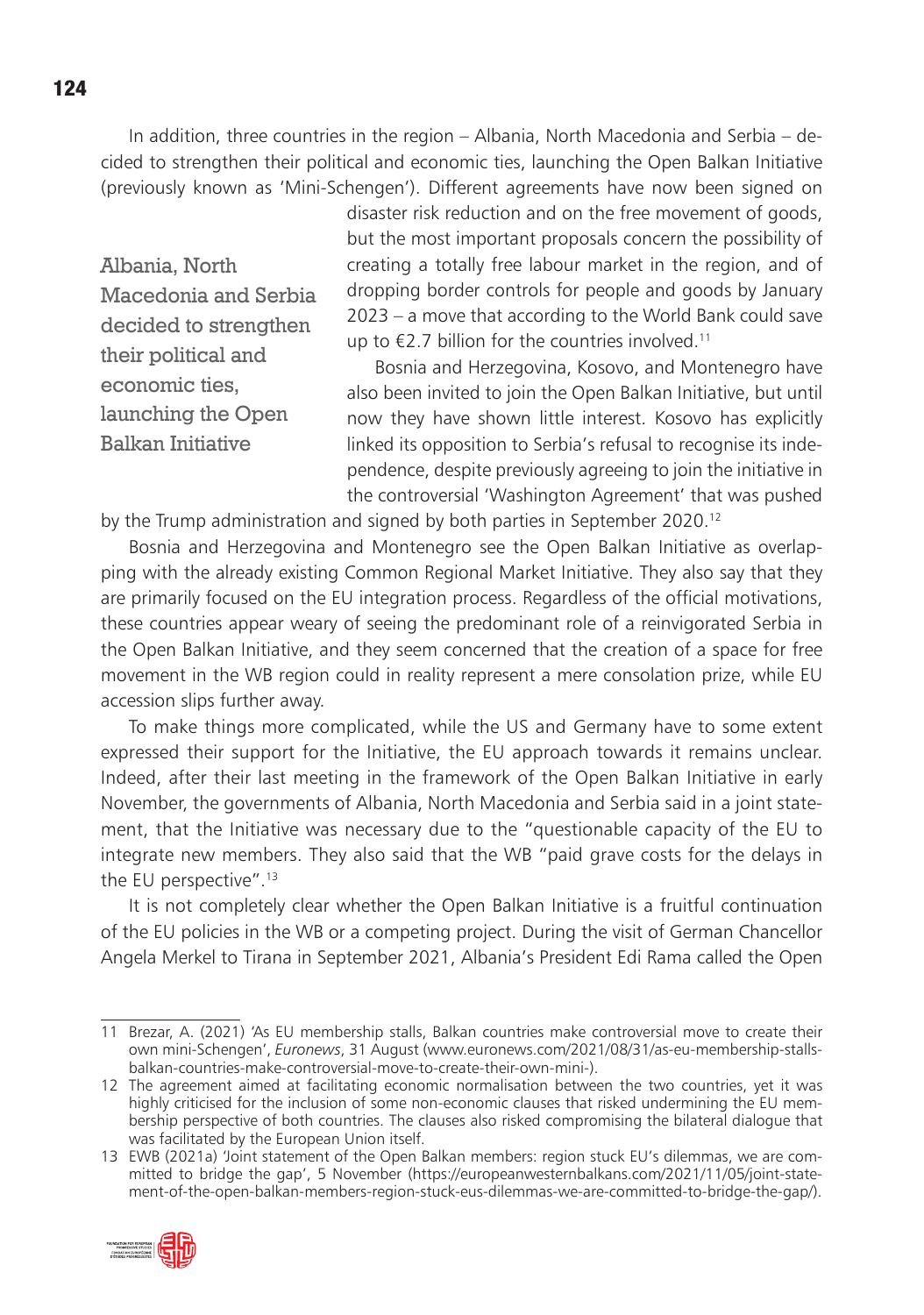In addition, three countries in the region – Albania, North Macedonia and Serbia – decided to strengthen their political and economic ties, launching the Open Balkan Initiative (previously known as 'Mini-Schengen'). Different agreements have now been signed on disaster risk reduction and on the free movement of goods, but the most important proposals concern the possibility of creating a totally free labour market in the region, and of dropping border controls for people and goods by January 2023 – a move that according to the World Bank could save up to €2.7 billion for the countries involved.[11]

> Albania, North Macedonia and Serbia decided to strengthen their political and economic ties, launching the Open Balkan Initiative

Bosnia and Herzegovina, Kosovo, and Montenegro have also been invited to join the Open Balkan Initiative, but until now they have shown little interest. Kosovo has explicitly linked its opposition to Serbia's refusal to recognise its independence, despite previously agreeing to join the initiative in the controversial 'Washington Agreement' that was pushed by the Trump administration and signed by both parties in September 2020.[12]

Bosnia and Herzegovina and Montenegro see the Open Balkan Initiative as overlapping with the already existing Common Regional Market Initiative. They also say that they are primarily focused on the EU integration process. Regardless of the official motivations, these countries appear weary of seeing the predominant role of a reinvigorated Serbia in the Open Balkan Initiative, and they seem concerned that the creation of a space for free movement in the WB region could in reality represent a mere consolation prize, while EU accession slips further away.

To make things more complicated, while the US and Germany have to some extent expressed their support for the Initiative, the EU approach towards it remains unclear. Indeed, after their last meeting in the framework of the Open Balkan Initiative in early November, the governments of Albania, North Macedonia and Serbia said in a joint statement, that the Initiative was necessary due to the "questionable capacity of the EU to integrate new members. They also said that the WB "paid grave costs for the delays in the EU perspective".[13]

It is not completely clear whether the Open Balkan Initiative is a fruitful continuation of the EU policies in the WB or a competing project. During the visit of German Chancellor Angela Merkel to Tirana in September 2021, Albania's President Edi Rama called the Open

---

11 Brezar, A. (2021) 'As EU membership stalls, Balkan countries make controversial move to create their own mini-Schengen', *Euronews*, 31 August (www.euronews.com/2021/08/31/as-eu-membership-stalls-balkan-countries-make-controversial-move-to-create-their-own-mini-).

12 The agreement aimed at facilitating economic normalisation between the two countries, yet it was highly criticised for the inclusion of some non-economic clauses that risked undermining the EU membership perspective of both countries. The clauses also risked compromising the bilateral dialogue that was facilitated by the European Union itself.

13 EWB (2021a) 'Joint statement of the Open Balkan members: region stuck EU's dilemmas, we are committed to bridge the gap', 5 November (https://europeanwesternbalkans.com/2021/11/05/joint-statement-of-the-open-balkan-members-region-stuck-eus-dilemmas-we-are-committed-to-bridge-the-gap/).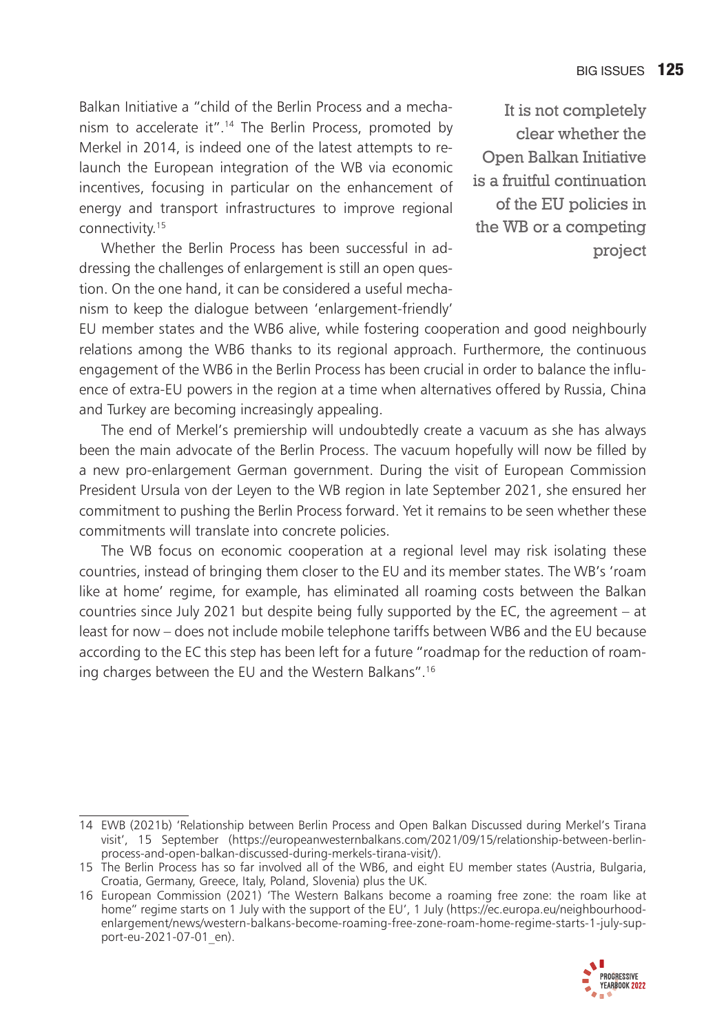Balkan Initiative a "child of the Berlin Process and a mechanism to accelerate it".[14] The Berlin Process, promoted by Merkel in 2014, is indeed one of the latest attempts to relaunch the European integration of the WB via economic incentives, focusing in particular on the enhancement of energy and transport infrastructures to improve regional connectivity.[15]

> It is not completely clear whether the Open Balkan Initiative is a fruitful continuation of the EU policies in the WB or a competing project

Whether the Berlin Process has been successful in addressing the challenges of enlargement is still an open question. On the one hand, it can be considered a useful mechanism to keep the dialogue between 'enlargement-friendly' EU member states and the WB6 alive, while fostering cooperation and good neighbourly relations among the WB6 thanks to its regional approach. Furthermore, the continuous engagement of the WB6 in the Berlin Process has been crucial in order to balance the influence of extra-EU powers in the region at a time when alternatives offered by Russia, China and Turkey are becoming increasingly appealing.

The end of Merkel's premiership will undoubtedly create a vacuum as she has always been the main advocate of the Berlin Process. The vacuum hopefully will now be filled by a new pro-enlargement German government. During the visit of European Commission President Ursula von der Leyen to the WB region in late September 2021, she ensured her commitment to pushing the Berlin Process forward. Yet it remains to be seen whether these commitments will translate into concrete policies.

The WB focus on economic cooperation at a regional level may risk isolating these countries, instead of bringing them closer to the EU and its member states. The WB's 'roam like at home' regime, for example, has eliminated all roaming costs between the Balkan countries since July 2021 but despite being fully supported by the EC, the agreement – at least for now – does not include mobile telephone tariffs between WB6 and the EU because according to the EC this step has been left for a future "roadmap for the reduction of roaming charges between the EU and the Western Balkans".[16]

---

14 EWB (2021b) 'Relationship between Berlin Process and Open Balkan Discussed during Merkel's Tirana visit', 15 September (https://europeanwesternbalkans.com/2021/09/15/relationship-between-berlin-process-and-open-balkan-discussed-during-merkels-tirana-visit/).

15 The Berlin Process has so far involved all of the WB6, and eight EU member states (Austria, Bulgaria, Croatia, Germany, Greece, Italy, Poland, Slovenia) plus the UK.

16 European Commission (2021) 'The Western Balkans become a roaming free zone: the roam like at home" regime starts on 1 July with the support of the EU', 1 July (https://ec.europa.eu/neighbourhood-enlargement/news/western-balkans-become-roaming-free-zone-roam-home-regime-starts-1-july-support-eu-2021-07-01_en).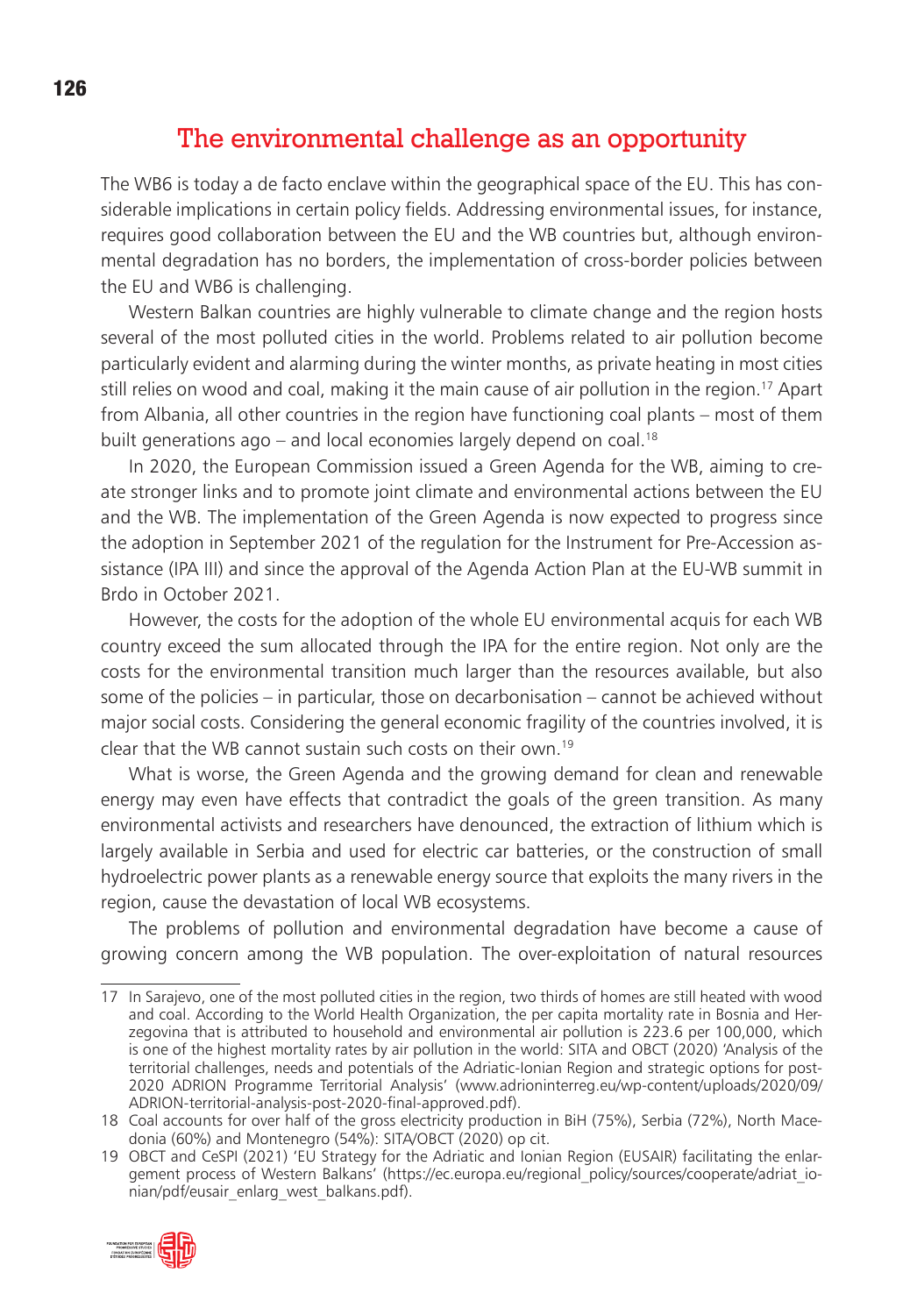## The environmental challenge as an opportunity

The WB6 is today a de facto enclave within the geographical space of the EU. This has considerable implications in certain policy fields. Addressing environmental issues, for instance, requires good collaboration between the EU and the WB countries but, although environmental degradation has no borders, the implementation of cross-border policies between the EU and WB6 is challenging.

Western Balkan countries are highly vulnerable to climate change and the region hosts several of the most polluted cities in the world. Problems related to air pollution become particularly evident and alarming during the winter months, as private heating in most cities still relies on wood and coal, making it the main cause of air pollution in the region.[17] Apart from Albania, all other countries in the region have functioning coal plants – most of them built generations ago – and local economies largely depend on coal.[18]

In 2020, the European Commission issued a Green Agenda for the WB, aiming to create stronger links and to promote joint climate and environmental actions between the EU and the WB. The implementation of the Green Agenda is now expected to progress since the adoption in September 2021 of the regulation for the Instrument for Pre-Accession assistance (IPA III) and since the approval of the Agenda Action Plan at the EU-WB summit in Brdo in October 2021.

However, the costs for the adoption of the whole EU environmental acquis for each WB country exceed the sum allocated through the IPA for the entire region. Not only are the costs for the environmental transition much larger than the resources available, but also some of the policies – in particular, those on decarbonisation – cannot be achieved without major social costs. Considering the general economic fragility of the countries involved, it is clear that the WB cannot sustain such costs on their own.[19]

What is worse, the Green Agenda and the growing demand for clean and renewable energy may even have effects that contradict the goals of the green transition. As many environmental activists and researchers have denounced, the extraction of lithium which is largely available in Serbia and used for electric car batteries, or the construction of small hydroelectric power plants as a renewable energy source that exploits the many rivers in the region, cause the devastation of local WB ecosystems.

The problems of pollution and environmental degradation have become a cause of growing concern among the WB population. The over-exploitation of natural resources

---

17 In Sarajevo, one of the most polluted cities in the region, two thirds of homes are still heated with wood and coal. According to the World Health Organization, the per capita mortality rate in Bosnia and Herzegovina that is attributed to household and environmental air pollution is 223.6 per 100,000, which is one of the highest mortality rates by air pollution in the world: SITA and OBCT (2020) 'Analysis of the territorial challenges, needs and potentials of the Adriatic-Ionian Region and strategic options for post-2020 ADRION Programme Territorial Analysis' (www.adrioninterreg.eu/wp-content/uploads/2020/09/ADRION-territorial-analysis-post-2020-final-approved.pdf).

18 Coal accounts for over half of the gross electricity production in BiH (75%), Serbia (72%), North Macedonia (60%) and Montenegro (54%): SITA/OBCT (2020) op cit.

19 OBCT and CeSPI (2021) 'EU Strategy for the Adriatic and Ionian Region (EUSAIR) facilitating the enlargement process of Western Balkans' (https://ec.europa.eu/regional_policy/sources/cooperate/adriat_ionian/pdf/eusair_enlarg_west_balkans.pdf).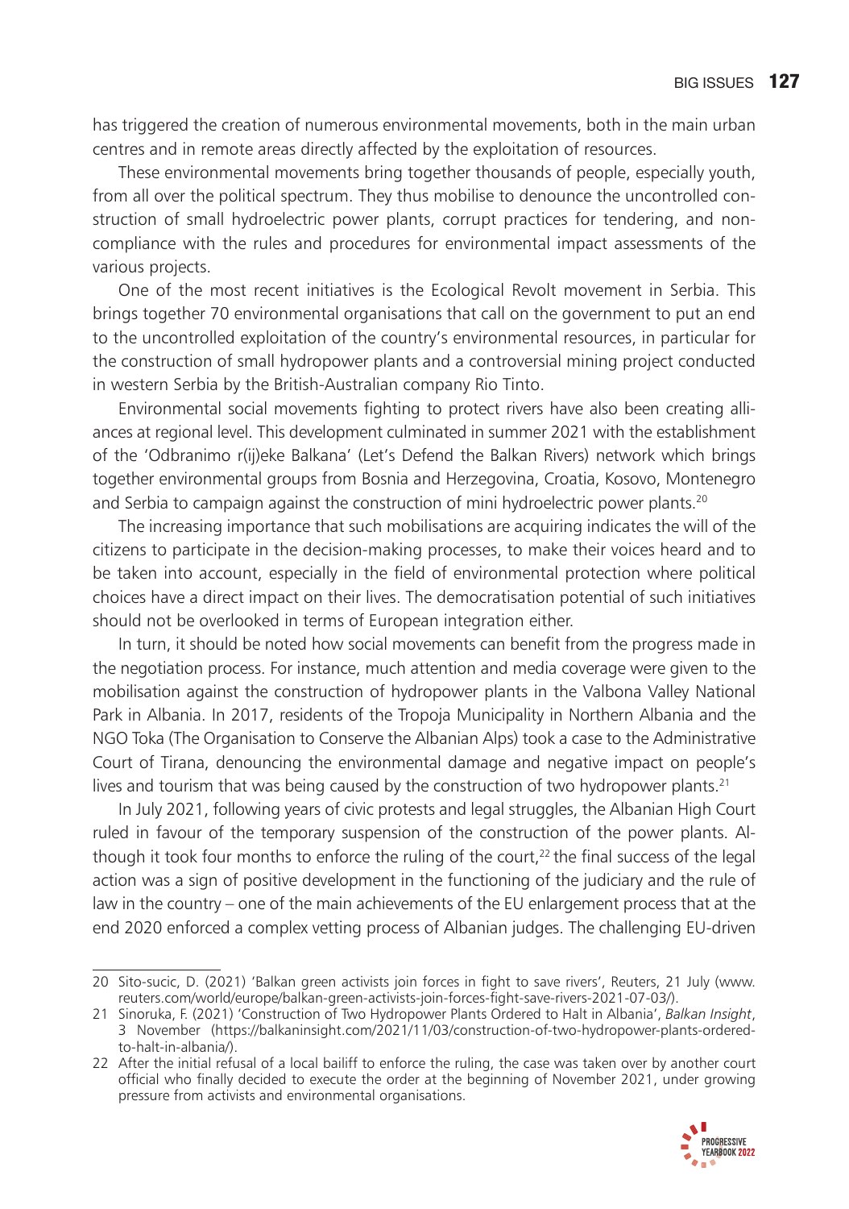has triggered the creation of numerous environmental movements, both in the main urban centres and in remote areas directly affected by the exploitation of resources.

These environmental movements bring together thousands of people, especially youth, from all over the political spectrum. They thus mobilise to denounce the uncontrolled construction of small hydroelectric power plants, corrupt practices for tendering, and non-compliance with the rules and procedures for environmental impact assessments of the various projects.

One of the most recent initiatives is the Ecological Revolt movement in Serbia. This brings together 70 environmental organisations that call on the government to put an end to the uncontrolled exploitation of the country's environmental resources, in particular for the construction of small hydropower plants and a controversial mining project conducted in western Serbia by the British-Australian company Rio Tinto.

Environmental social movements fighting to protect rivers have also been creating alliances at regional level. This development culminated in summer 2021 with the establishment of the 'Odbranimo r(ij)eke Balkana' (Let's Defend the Balkan Rivers) network which brings together environmental groups from Bosnia and Herzegovina, Croatia, Kosovo, Montenegro and Serbia to campaign against the construction of mini hydroelectric power plants.[20]

The increasing importance that such mobilisations are acquiring indicates the will of the citizens to participate in the decision-making processes, to make their voices heard and to be taken into account, especially in the field of environmental protection where political choices have a direct impact on their lives. The democratisation potential of such initiatives should not be overlooked in terms of European integration either.

In turn, it should be noted how social movements can benefit from the progress made in the negotiation process. For instance, much attention and media coverage were given to the mobilisation against the construction of hydropower plants in the Valbona Valley National Park in Albania. In 2017, residents of the Tropoja Municipality in Northern Albania and the NGO Toka (The Organisation to Conserve the Albanian Alps) took a case to the Administrative Court of Tirana, denouncing the environmental damage and negative impact on people's lives and tourism that was being caused by the construction of two hydropower plants.[21]

In July 2021, following years of civic protests and legal struggles, the Albanian High Court ruled in favour of the temporary suspension of the construction of the power plants. Although it took four months to enforce the ruling of the court,[22] the final success of the legal action was a sign of positive development in the functioning of the judiciary and the rule of law in the country – one of the main achievements of the EU enlargement process that at the end 2020 enforced a complex vetting process of Albanian judges. The challenging EU-driven

---

20 Sito-sucic, D. (2021) 'Balkan green activists join forces in fight to save rivers', Reuters, 21 July (www.reuters.com/world/europe/balkan-green-activists-join-forces-fight-save-rivers-2021-07-03/).

21 Sinoruka, F. (2021) 'Construction of Two Hydropower Plants Ordered to Halt in Albania', *Balkan Insight*, 3 November (https://balkaninsight.com/2021/11/03/construction-of-two-hydropower-plants-ordered-to-halt-in-albania/).

22 After the initial refusal of a local bailiff to enforce the ruling, the case was taken over by another court official who finally decided to execute the order at the beginning of November 2021, under growing pressure from activists and environmental organisations.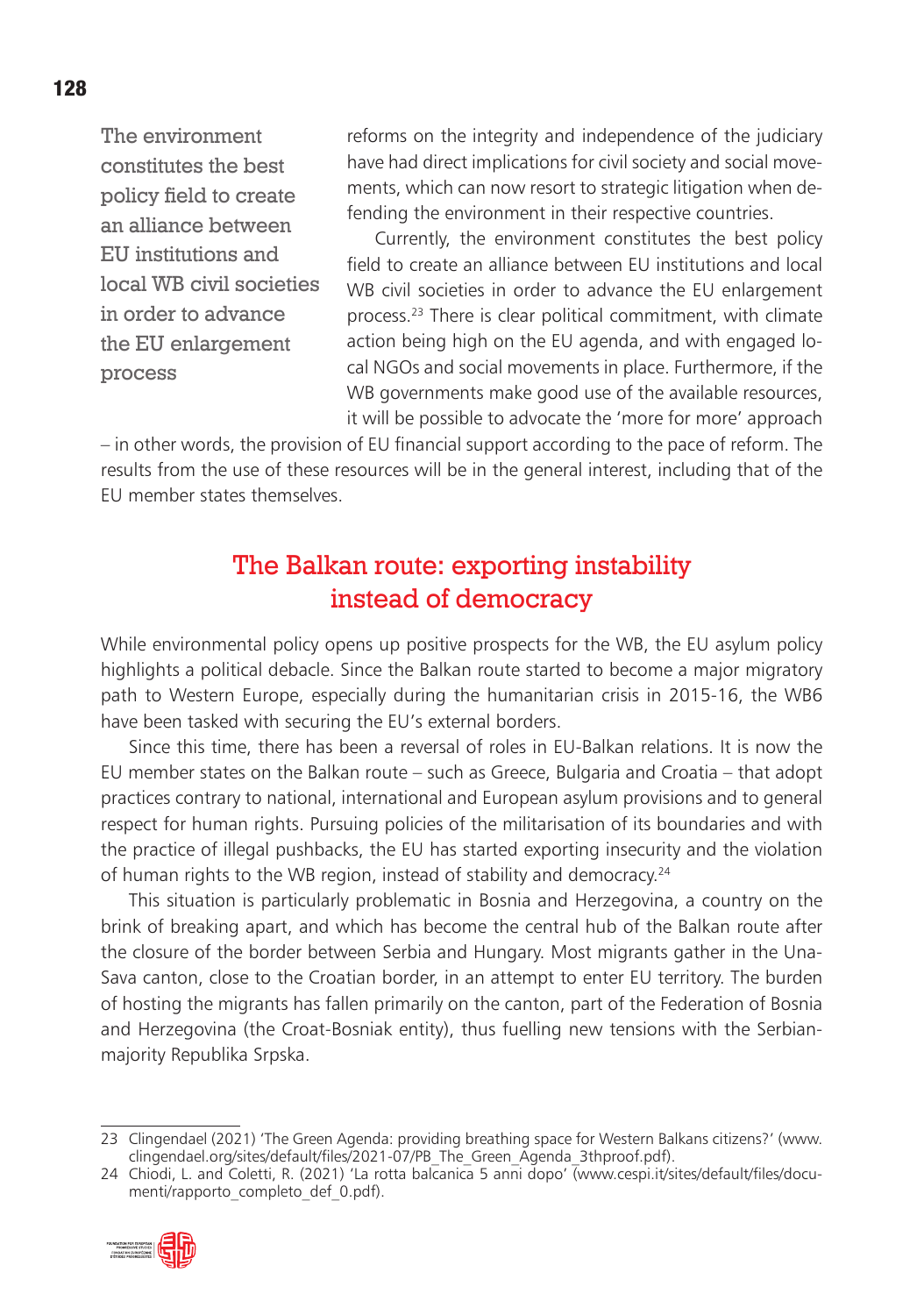> The environment constitutes the best policy field to create an alliance between EU institutions and local WB civil societies in order to advance the EU enlargement process

reforms on the integrity and independence of the judiciary have had direct implications for civil society and social movements, which can now resort to strategic litigation when defending the environment in their respective countries.

Currently, the environment constitutes the best policy field to create an alliance between EU institutions and local WB civil societies in order to advance the EU enlargement process.[23] There is clear political commitment, with climate action being high on the EU agenda, and with engaged local NGOs and social movements in place. Furthermore, if the WB governments make good use of the available resources, it will be possible to advocate the 'more for more' approach – in other words, the provision of EU financial support according to the pace of reform. The results from the use of these resources will be in the general interest, including that of the EU member states themselves.

## The Balkan route: exporting instability instead of democracy

While environmental policy opens up positive prospects for the WB, the EU asylum policy highlights a political debacle. Since the Balkan route started to become a major migratory path to Western Europe, especially during the humanitarian crisis in 2015-16, the WB6 have been tasked with securing the EU's external borders.

Since this time, there has been a reversal of roles in EU-Balkan relations. It is now the EU member states on the Balkan route – such as Greece, Bulgaria and Croatia – that adopt practices contrary to national, international and European asylum provisions and to general respect for human rights. Pursuing policies of the militarisation of its boundaries and with the practice of illegal pushbacks, the EU has started exporting insecurity and the violation of human rights to the WB region, instead of stability and democracy.[24]

This situation is particularly problematic in Bosnia and Herzegovina, a country on the brink of breaking apart, and which has become the central hub of the Balkan route after the closure of the border between Serbia and Hungary. Most migrants gather in the Una-Sava canton, close to the Croatian border, in an attempt to enter EU territory. The burden of hosting the migrants has fallen primarily on the canton, part of the Federation of Bosnia and Herzegovina (the Croat-Bosniak entity), thus fuelling new tensions with the Serbian-majority Republika Srpska.

---

23 Clingendael (2021) 'The Green Agenda: providing breathing space for Western Balkans citizens?' (www.clingendael.org/sites/default/files/2021-07/PB_The_Green_Agenda_3thproof.pdf).

24 Chiodi, L. and Coletti, R. (2021) 'La rotta balcanica 5 anni dopo' (www.cespi.it/sites/default/files/documenti/rapporto_completo_def_0.pdf).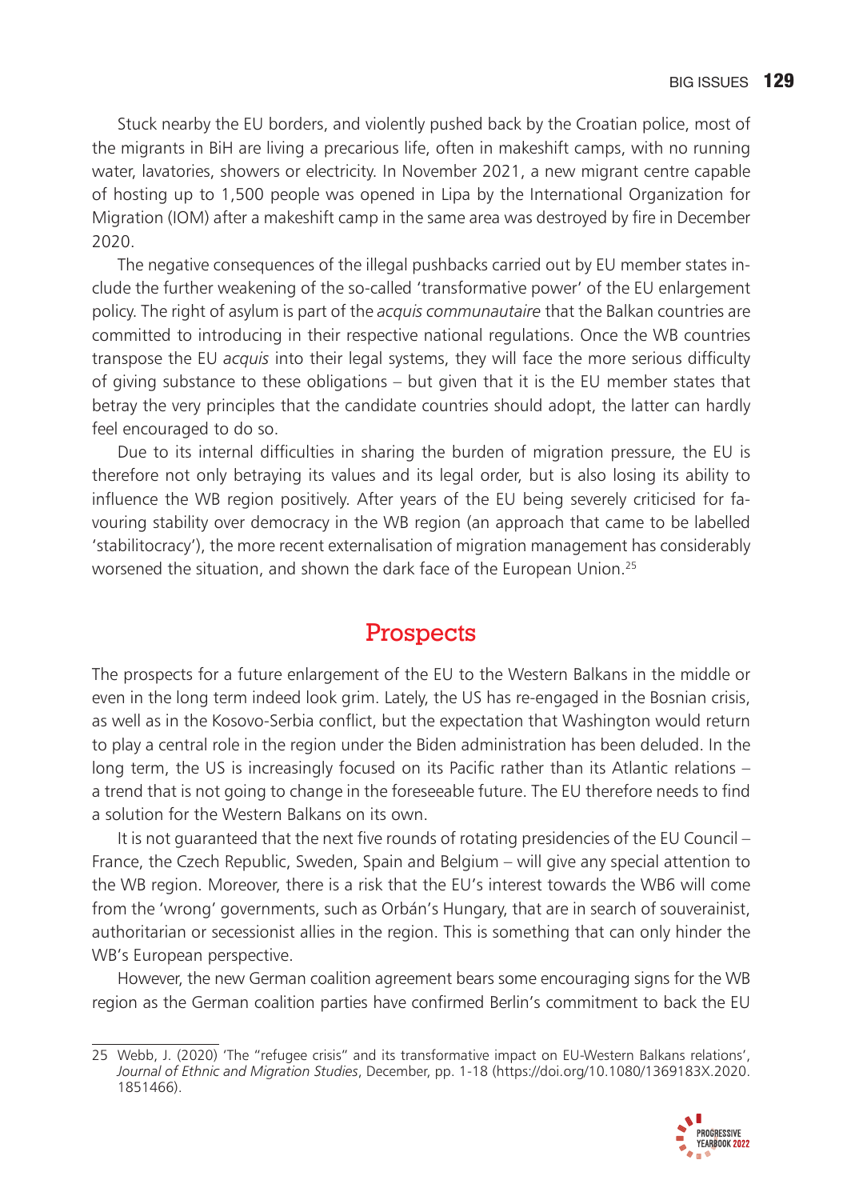Stuck nearby the EU borders, and violently pushed back by the Croatian police, most of the migrants in BiH are living a precarious life, often in makeshift camps, with no running water, lavatories, showers or electricity. In November 2021, a new migrant centre capable of hosting up to 1,500 people was opened in Lipa by the International Organization for Migration (IOM) after a makeshift camp in the same area was destroyed by fire in December 2020.

The negative consequences of the illegal pushbacks carried out by EU member states include the further weakening of the so-called 'transformative power' of the EU enlargement policy. The right of asylum is part of the *acquis communautaire* that the Balkan countries are committed to introducing in their respective national regulations. Once the WB countries transpose the EU *acquis* into their legal systems, they will face the more serious difficulty of giving substance to these obligations – but given that it is the EU member states that betray the very principles that the candidate countries should adopt, the latter can hardly feel encouraged to do so.

Due to its internal difficulties in sharing the burden of migration pressure, the EU is therefore not only betraying its values and its legal order, but is also losing its ability to influence the WB region positively. After years of the EU being severely criticised for favouring stability over democracy in the WB region (an approach that came to be labelled 'stabilitocracy'), the more recent externalisation of migration management has considerably worsened the situation, and shown the dark face of the European Union.[25]

## Prospects

The prospects for a future enlargement of the EU to the Western Balkans in the middle or even in the long term indeed look grim. Lately, the US has re-engaged in the Bosnian crisis, as well as in the Kosovo-Serbia conflict, but the expectation that Washington would return to play a central role in the region under the Biden administration has been deluded. In the long term, the US is increasingly focused on its Pacific rather than its Atlantic relations – a trend that is not going to change in the foreseeable future. The EU therefore needs to find a solution for the Western Balkans on its own.

It is not guaranteed that the next five rounds of rotating presidencies of the EU Council – France, the Czech Republic, Sweden, Spain and Belgium – will give any special attention to the WB region. Moreover, there is a risk that the EU's interest towards the WB6 will come from the 'wrong' governments, such as Orbán's Hungary, that are in search of souverainist, authoritarian or secessionist allies in the region. This is something that can only hinder the WB's European perspective.

However, the new German coalition agreement bears some encouraging signs for the WB region as the German coalition parties have confirmed Berlin's commitment to back the EU

---

25 Webb, J. (2020) 'The "refugee crisis" and its transformative impact on EU-Western Balkans relations', *Journal of Ethnic and Migration Studies*, December, pp. 1-18 (https://doi.org/10.1080/1369183X.2020.1851466).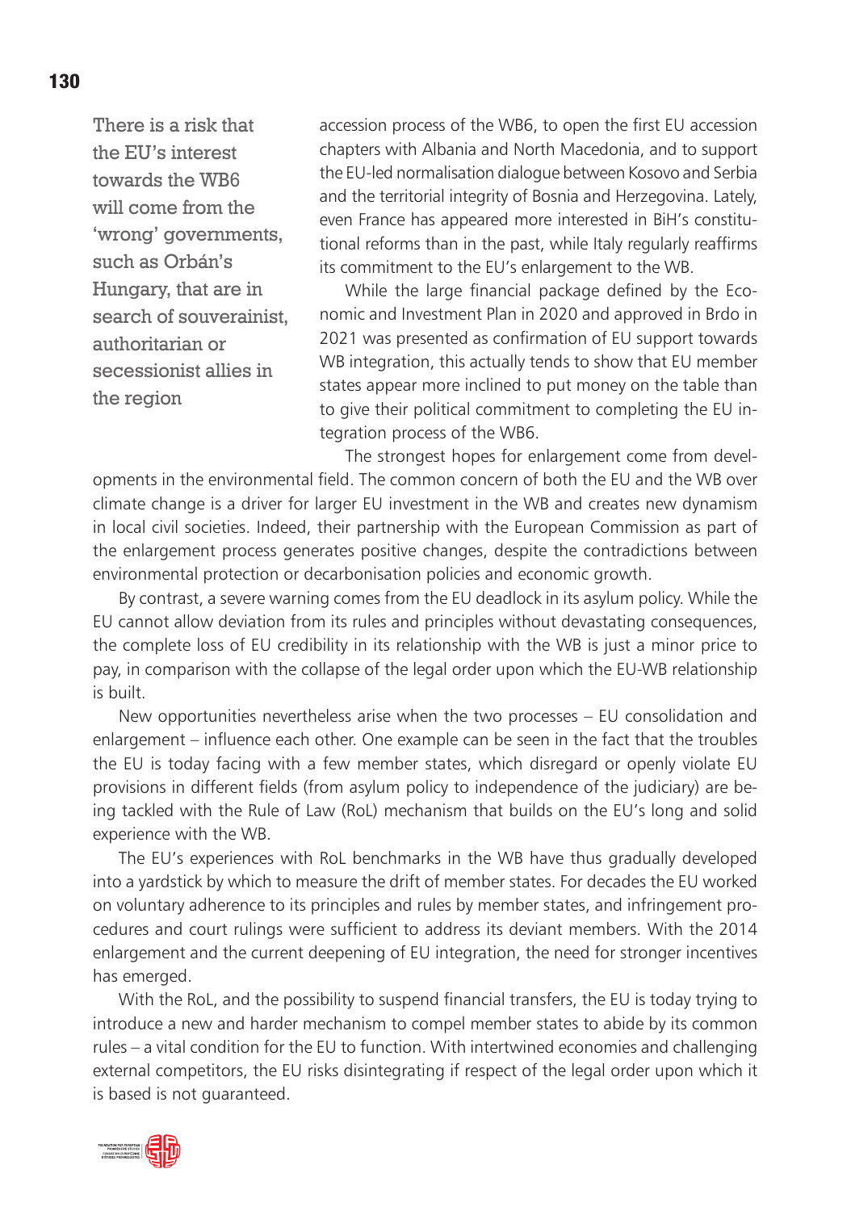> There is a risk that the EU's interest towards the WB6 will come from the 'wrong' governments, such as Orbán's Hungary, that are in search of souverainist, authoritarian or secessionist allies in the region

accession process of the WB6, to open the first EU accession chapters with Albania and North Macedonia, and to support the EU-led normalisation dialogue between Kosovo and Serbia and the territorial integrity of Bosnia and Herzegovina. Lately, even France has appeared more interested in BiH's constitutional reforms than in the past, while Italy regularly reaffirms its commitment to the EU's enlargement to the WB.

While the large financial package defined by the Economic and Investment Plan in 2020 and approved in Brdo in 2021 was presented as confirmation of EU support towards WB integration, this actually tends to show that EU member states appear more inclined to put money on the table than to give their political commitment to completing the EU integration process of the WB6.

The strongest hopes for enlargement come from developments in the environmental field. The common concern of both the EU and the WB over climate change is a driver for larger EU investment in the WB and creates new dynamism in local civil societies. Indeed, their partnership with the European Commission as part of the enlargement process generates positive changes, despite the contradictions between environmental protection or decarbonisation policies and economic growth.

By contrast, a severe warning comes from the EU deadlock in its asylum policy. While the EU cannot allow deviation from its rules and principles without devastating consequences, the complete loss of EU credibility in its relationship with the WB is just a minor price to pay, in comparison with the collapse of the legal order upon which the EU-WB relationship is built.

New opportunities nevertheless arise when the two processes – EU consolidation and enlargement – influence each other. One example can be seen in the fact that the troubles the EU is today facing with a few member states, which disregard or openly violate EU provisions in different fields (from asylum policy to independence of the judiciary) are being tackled with the Rule of Law (RoL) mechanism that builds on the EU's long and solid experience with the WB.

The EU's experiences with RoL benchmarks in the WB have thus gradually developed into a yardstick by which to measure the drift of member states. For decades the EU worked on voluntary adherence to its principles and rules by member states, and infringement procedures and court rulings were sufficient to address its deviant members. With the 2014 enlargement and the current deepening of EU integration, the need for stronger incentives has emerged.

With the RoL, and the possibility to suspend financial transfers, the EU is today trying to introduce a new and harder mechanism to compel member states to abide by its common rules – a vital condition for the EU to function. With intertwined economies and challenging external competitors, the EU risks disintegrating if respect of the legal order upon which it is based is not guaranteed.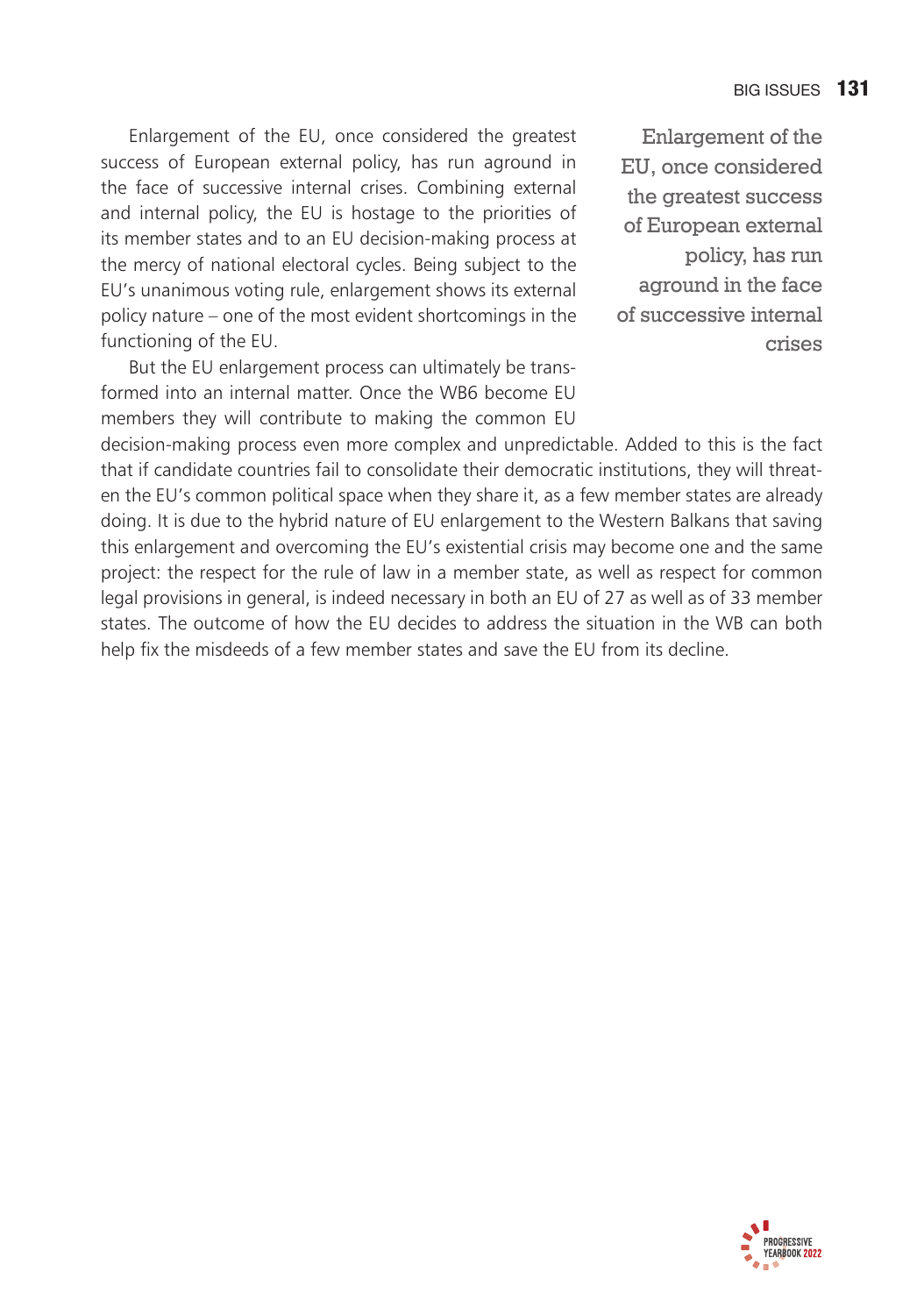Enlargement of the EU, once considered the greatest success of European external policy, has run aground in the face of successive internal crises. Combining external and internal policy, the EU is hostage to the priorities of its member states and to an EU decision-making process at the mercy of national electoral cycles. Being subject to the EU's unanimous voting rule, enlargement shows its external policy nature – one of the most evident shortcomings in the functioning of the EU.

> Enlargement of the EU, once considered the greatest success of European external policy, has run aground in the face of successive internal crises

But the EU enlargement process can ultimately be transformed into an internal matter. Once the WB6 become EU members they will contribute to making the common EU decision-making process even more complex and unpredictable. Added to this is the fact that if candidate countries fail to consolidate their democratic institutions, they will threaten the EU's common political space when they share it, as a few member states are already doing. It is due to the hybrid nature of EU enlargement to the Western Balkans that saving this enlargement and overcoming the EU's existential crisis may become one and the same project: the respect for the rule of law in a member state, as well as respect for common legal provisions in general, is indeed necessary in both an EU of 27 as well as of 33 member states. The outcome of how the EU decides to address the situation in the WB can both help fix the misdeeds of a few member states and save the EU from its decline.